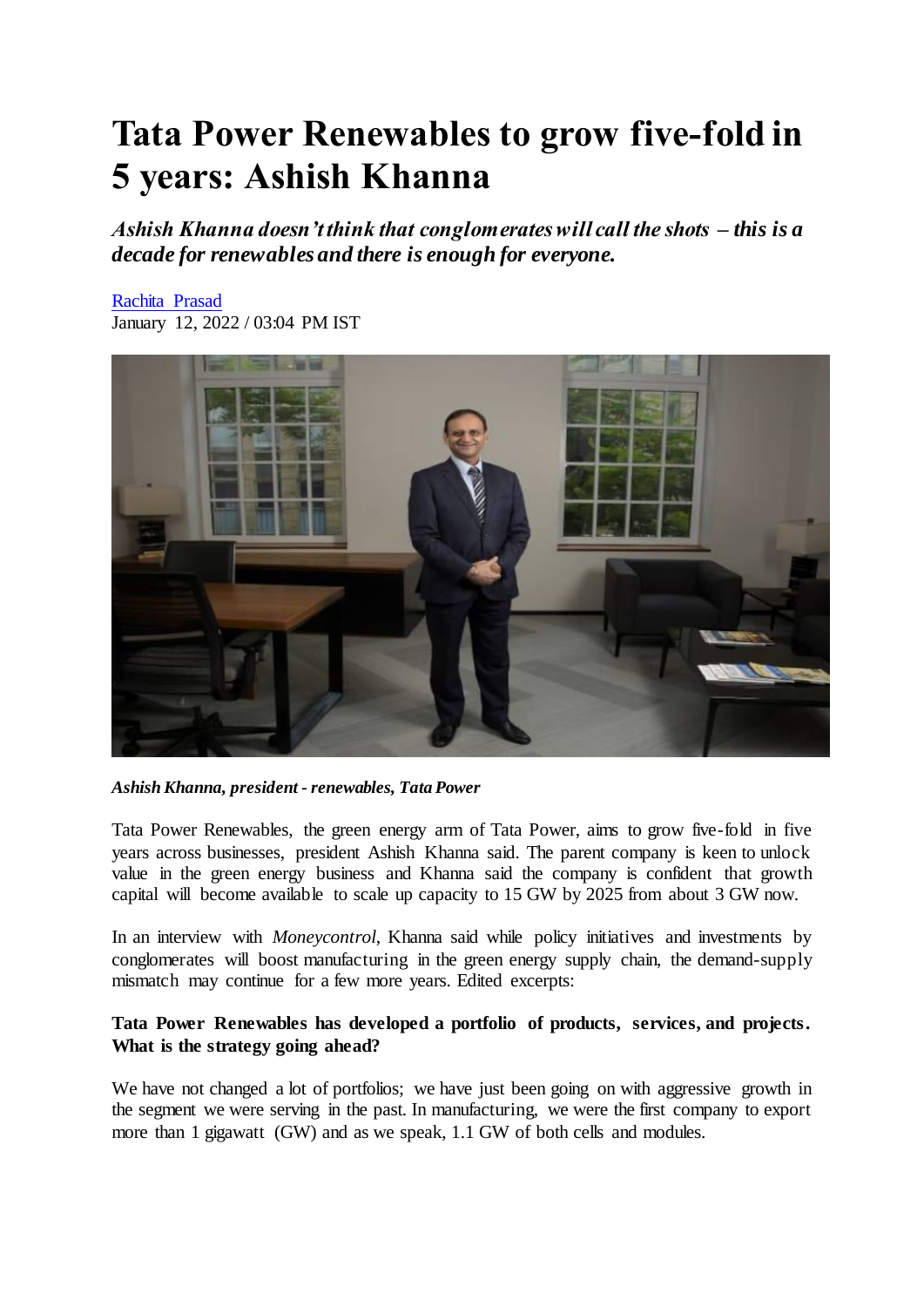# Tata Power Renewables to grow five-fold in 5 years: Ashish Khanna

***Ashish Khanna doesn't think that conglomerates will call the shots – this is a decade for renewables and there is enough for everyone.***

Rachita Prasad
January 12, 2022 / 03:04 PM IST

*Ashish Khanna, president - renewables, Tata Power*

Tata Power Renewables, the green energy arm of Tata Power, aims to grow five-fold in five years across businesses, president Ashish Khanna said. The parent company is keen to unlock value in the green energy business and Khanna said the company is confident that growth capital will become available to scale up capacity to 15 GW by 2025 from about 3 GW now.

In an interview with *Moneycontrol*, Khanna said while policy initiatives and investments by conglomerates will boost manufacturing in the green energy supply chain, the demand-supply mismatch may continue for a few more years. Edited excerpts:

**Tata Power Renewables has developed a portfolio of products, services, and projects. What is the strategy going ahead?**

We have not changed a lot of portfolios; we have just been going on with aggressive growth in the segment we were serving in the past. In manufacturing, we were the first company to export more than 1 gigawatt (GW) and as we speak, 1.1 GW of both cells and modules.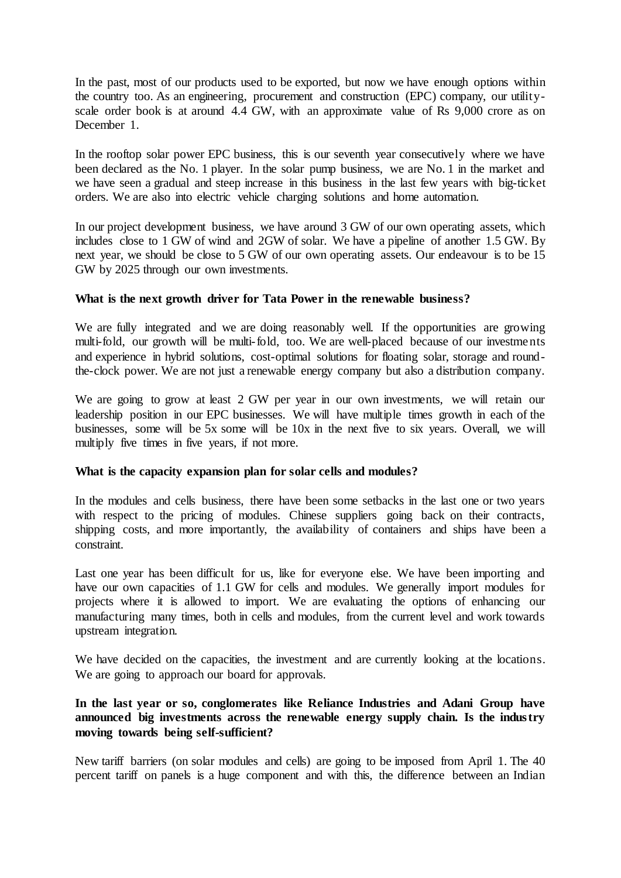In the past, most of our products used to be exported, but now we have enough options within the country too. As an engineering, procurement and construction (EPC) company, our utility-scale order book is at around 4.4 GW, with an approximate value of Rs 9,000 crore as on December 1.

In the rooftop solar power EPC business, this is our seventh year consecutively where we have been declared as the No. 1 player. In the solar pump business, we are No. 1 in the market and we have seen a gradual and steep increase in this business in the last few years with big-ticket orders. We are also into electric vehicle charging solutions and home automation.

In our project development business, we have around 3 GW of our own operating assets, which includes close to 1 GW of wind and 2GW of solar. We have a pipeline of another 1.5 GW. By next year, we should be close to 5 GW of our own operating assets. Our endeavour is to be 15 GW by 2025 through our own investments.

**What is the next growth driver for Tata Power in the renewable business?**

We are fully integrated and we are doing reasonably well. If the opportunities are growing multi-fold, our growth will be multi-fold, too. We are well-placed because of our investments and experience in hybrid solutions, cost-optimal solutions for floating solar, storage and round-the-clock power. We are not just a renewable energy company but also a distribution company.

We are going to grow at least 2 GW per year in our own investments, we will retain our leadership position in our EPC businesses. We will have multiple times growth in each of the businesses, some will be 5x some will be 10x in the next five to six years. Overall, we will multiply five times in five years, if not more.

**What is the capacity expansion plan for solar cells and modules?**

In the modules and cells business, there have been some setbacks in the last one or two years with respect to the pricing of modules. Chinese suppliers going back on their contracts, shipping costs, and more importantly, the availability of containers and ships have been a constraint.

Last one year has been difficult for us, like for everyone else. We have been importing and have our own capacities of 1.1 GW for cells and modules. We generally import modules for projects where it is allowed to import. We are evaluating the options of enhancing our manufacturing many times, both in cells and modules, from the current level and work towards upstream integration.

We have decided on the capacities, the investment and are currently looking at the locations. We are going to approach our board for approvals.

**In the last year or so, conglomerates like Reliance Industries and Adani Group have announced big investments across the renewable energy supply chain. Is the industry moving towards being self-sufficient?**

New tariff barriers (on solar modules and cells) are going to be imposed from April 1. The 40 percent tariff on panels is a huge component and with this, the difference between an Indian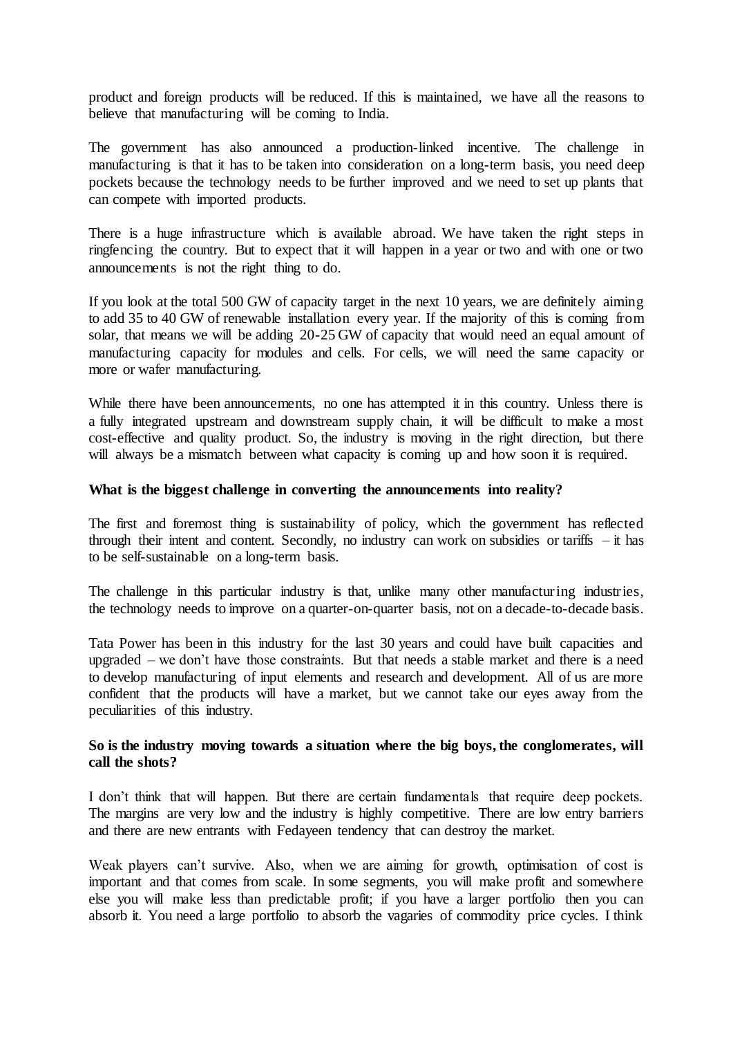product and foreign products will be reduced. If this is maintained, we have all the reasons to believe that manufacturing will be coming to India.

The government has also announced a production-linked incentive. The challenge in manufacturing is that it has to be taken into consideration on a long-term basis, you need deep pockets because the technology needs to be further improved and we need to set up plants that can compete with imported products.

There is a huge infrastructure which is available abroad. We have taken the right steps in ringfencing the country. But to expect that it will happen in a year or two and with one or two announcements is not the right thing to do.

If you look at the total 500 GW of capacity target in the next 10 years, we are definitely aiming to add 35 to 40 GW of renewable installation every year. If the majority of this is coming from solar, that means we will be adding 20-25 GW of capacity that would need an equal amount of manufacturing capacity for modules and cells. For cells, we will need the same capacity or more or wafer manufacturing.

While there have been announcements, no one has attempted it in this country. Unless there is a fully integrated upstream and downstream supply chain, it will be difficult to make a most cost-effective and quality product. So, the industry is moving in the right direction, but there will always be a mismatch between what capacity is coming up and how soon it is required.

**What is the biggest challenge in converting the announcements into reality?**

The first and foremost thing is sustainability of policy, which the government has reflected through their intent and content. Secondly, no industry can work on subsidies or tariffs – it has to be self-sustainable on a long-term basis.

The challenge in this particular industry is that, unlike many other manufacturing industries, the technology needs to improve on a quarter-on-quarter basis, not on a decade-to-decade basis.

Tata Power has been in this industry for the last 30 years and could have built capacities and upgraded – we don't have those constraints. But that needs a stable market and there is a need to develop manufacturing of input elements and research and development. All of us are more confident that the products will have a market, but we cannot take our eyes away from the peculiarities of this industry.

**So is the industry moving towards a situation where the big boys, the conglomerates, will call the shots?**

I don't think that will happen. But there are certain fundamentals that require deep pockets. The margins are very low and the industry is highly competitive. There are low entry barriers and there are new entrants with Fedayeen tendency that can destroy the market.

Weak players can't survive. Also, when we are aiming for growth, optimisation of cost is important and that comes from scale. In some segments, you will make profit and somewhere else you will make less than predictable profit; if you have a larger portfolio then you can absorb it. You need a large portfolio to absorb the vagaries of commodity price cycles. I think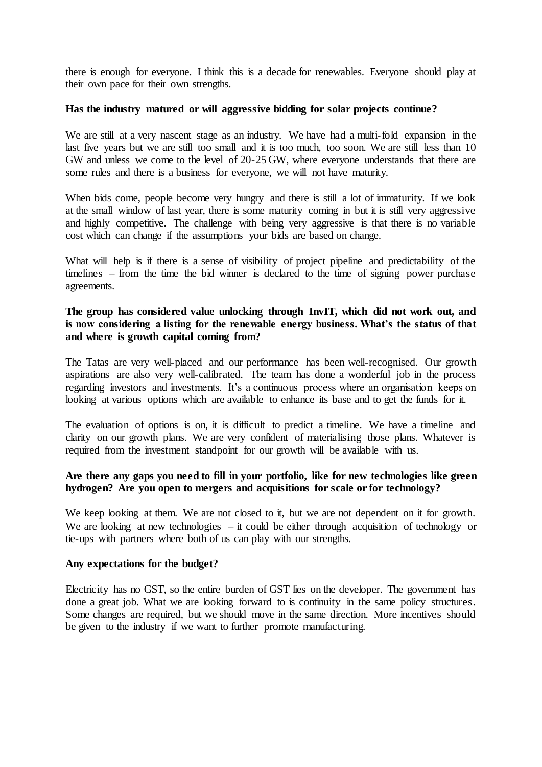there is enough for everyone. I think this is a decade for renewables. Everyone should play at their own pace for their own strengths.

**Has the industry matured or will aggressive bidding for solar projects continue?**

We are still at a very nascent stage as an industry. We have had a multi-fold expansion in the last five years but we are still too small and it is too much, too soon. We are still less than 10 GW and unless we come to the level of 20-25 GW, where everyone understands that there are some rules and there is a business for everyone, we will not have maturity.

When bids come, people become very hungry and there is still a lot of immaturity. If we look at the small window of last year, there is some maturity coming in but it is still very aggressive and highly competitive. The challenge with being very aggressive is that there is no variable cost which can change if the assumptions your bids are based on change.

What will help is if there is a sense of visibility of project pipeline and predictability of the timelines – from the time the bid winner is declared to the time of signing power purchase agreements.

**The group has considered value unlocking through InvIT, which did not work out, and is now considering a listing for the renewable energy business. What's the status of that and where is growth capital coming from?**

The Tatas are very well-placed and our performance has been well-recognised. Our growth aspirations are also very well-calibrated. The team has done a wonderful job in the process regarding investors and investments. It's a continuous process where an organisation keeps on looking at various options which are available to enhance its base and to get the funds for it.

The evaluation of options is on, it is difficult to predict a timeline. We have a timeline and clarity on our growth plans. We are very confident of materialising those plans. Whatever is required from the investment standpoint for our growth will be available with us.

**Are there any gaps you need to fill in your portfolio, like for new technologies like green hydrogen? Are you open to mergers and acquisitions for scale or for technology?**

We keep looking at them. We are not closed to it, but we are not dependent on it for growth. We are looking at new technologies – it could be either through acquisition of technology or tie-ups with partners where both of us can play with our strengths.

**Any expectations for the budget?**

Electricity has no GST, so the entire burden of GST lies on the developer. The government has done a great job. What we are looking forward to is continuity in the same policy structures. Some changes are required, but we should move in the same direction. More incentives should be given to the industry if we want to further promote manufacturing.